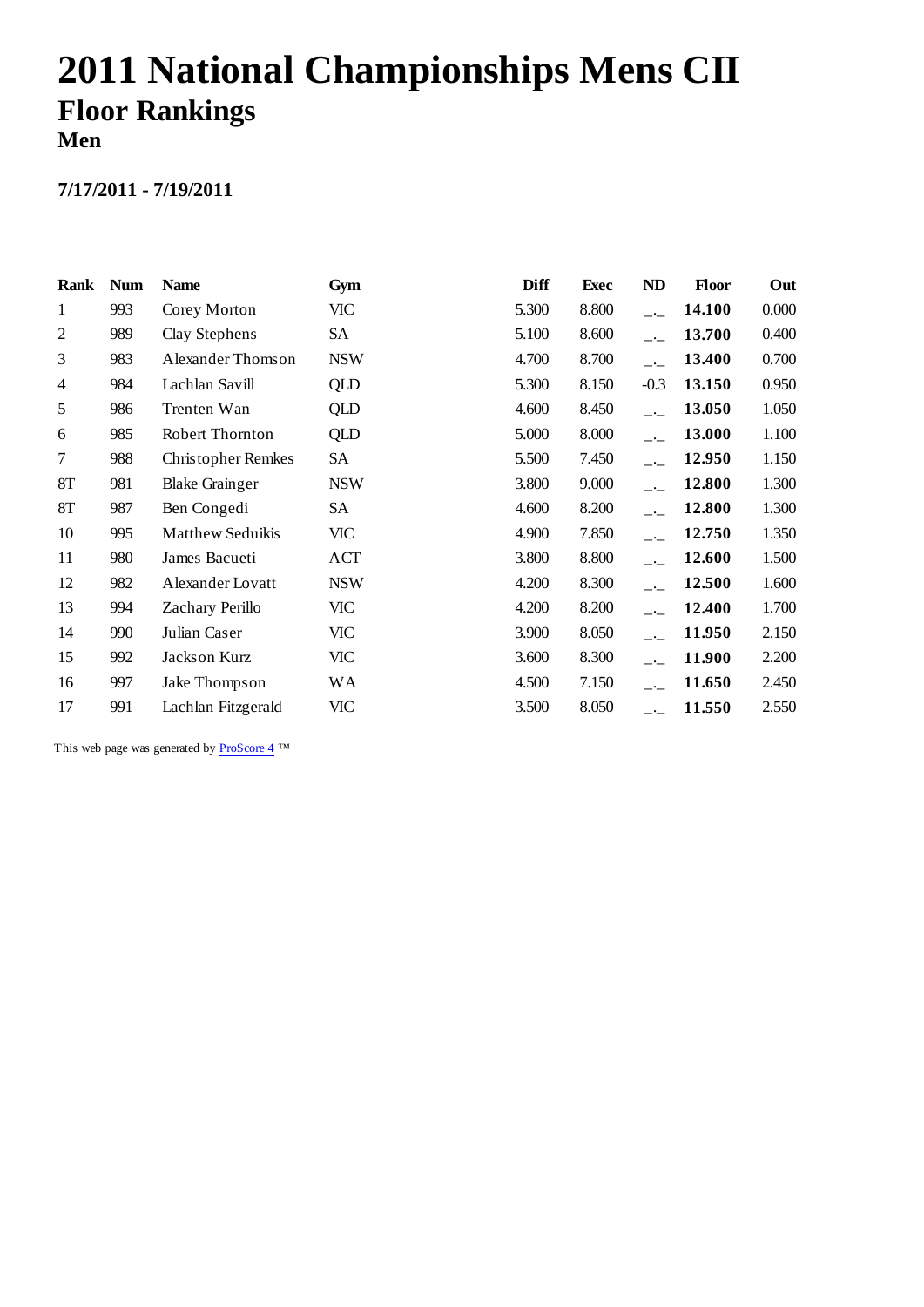# 2011 National Championships Mens CII

## Floor Rankings

### Men

**7/17/2011 - 7/19/2011**

| Rank | Num | Name | Gym | Diff | Exec | ND | Floor | Out |
|---|---|---|---|---|---|---|---|---|
| 1 | 993 | Corey Morton | VIC | 5.300 | 8.800 | _._ | **14.100** | 0.000 |
| 2 | 989 | Clay Stephens | SA | 5.100 | 8.600 | _._ | **13.700** | 0.400 |
| 3 | 983 | Alexander Thomson | NSW | 4.700 | 8.700 | _._ | **13.400** | 0.700 |
| 4 | 984 | Lachlan Savill | QLD | 5.300 | 8.150 | -0.3 | **13.150** | 0.950 |
| 5 | 986 | Trenten Wan | QLD | 4.600 | 8.450 | _._ | **13.050** | 1.050 |
| 6 | 985 | Robert Thornton | QLD | 5.000 | 8.000 | _._ | **13.000** | 1.100 |
| 7 | 988 | Christopher Remkes | SA | 5.500 | 7.450 | _._ | **12.950** | 1.150 |
| 8T | 981 | Blake Grainger | NSW | 3.800 | 9.000 | _._ | **12.800** | 1.300 |
| 8T | 987 | Ben Congedi | SA | 4.600 | 8.200 | _._ | **12.800** | 1.300 |
| 10 | 995 | Matthew Seduikis | VIC | 4.900 | 7.850 | _._ | **12.750** | 1.350 |
| 11 | 980 | James Bacueti | ACT | 3.800 | 8.800 | _._ | **12.600** | 1.500 |
| 12 | 982 | Alexander Lovatt | NSW | 4.200 | 8.300 | _._ | **12.500** | 1.600 |
| 13 | 994 | Zachary Perillo | VIC | 4.200 | 8.200 | _._ | **12.400** | 1.700 |
| 14 | 990 | Julian Caser | VIC | 3.900 | 8.050 | _._ | **11.950** | 2.150 |
| 15 | 992 | Jackson Kurz | VIC | 3.600 | 8.300 | _._ | **11.900** | 2.200 |
| 16 | 997 | Jake Thompson | WA | 4.500 | 7.150 | _._ | **11.650** | 2.450 |
| 17 | 991 | Lachlan Fitzgerald | VIC | 3.500 | 8.050 | _._ | **11.550** | 2.550 |

This web page was generated by ProScore 4 ™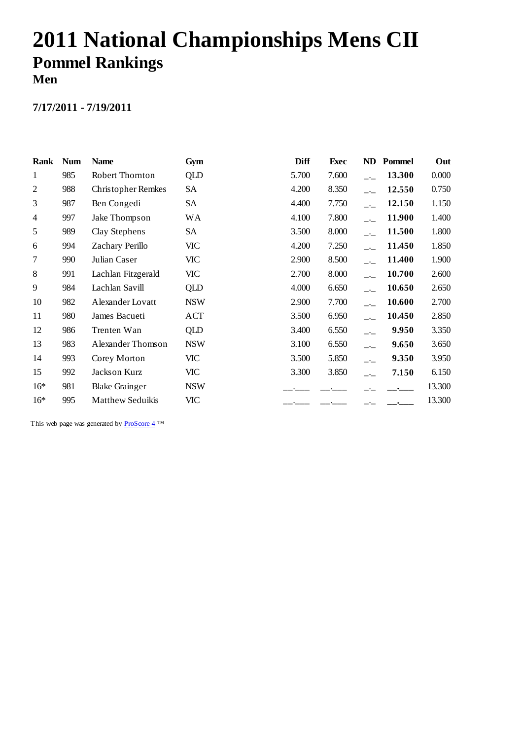# 2011 National Championships Mens CII

## Pommel Rankings

### Men

**7/17/2011 - 7/19/2011**

| Rank | Num | Name | Gym | Diff | Exec | ND | Pommel | Out |
|---|---|---|---|---|---|---|---|---|
| 1 | 985 | Robert Thornton | QLD | 5.700 | 7.600 | _._ | **13.300** | 0.000 |
| 2 | 988 | Christopher Remkes | SA | 4.200 | 8.350 | _._ | **12.550** | 0.750 |
| 3 | 987 | Ben Congedi | SA | 4.400 | 7.750 | _._ | **12.150** | 1.150 |
| 4 | 997 | Jake Thompson | WA | 4.100 | 7.800 | _._ | **11.900** | 1.400 |
| 5 | 989 | Clay Stephens | SA | 3.500 | 8.000 | _._ | **11.500** | 1.800 |
| 6 | 994 | Zachary Perillo | VIC | 4.200 | 7.250 | _._ | **11.450** | 1.850 |
| 7 | 990 | Julian Caser | VIC | 2.900 | 8.500 | _._ | **11.400** | 1.900 |
| 8 | 991 | Lachlan Fitzgerald | VIC | 2.700 | 8.000 | _._ | **10.700** | 2.600 |
| 9 | 984 | Lachlan Savill | QLD | 4.000 | 6.650 | _._ | **10.650** | 2.650 |
| 10 | 982 | Alexander Lovatt | NSW | 2.900 | 7.700 | _._ | **10.600** | 2.700 |
| 11 | 980 | James Bacueti | ACT | 3.500 | 6.950 | _._ | **10.450** | 2.850 |
| 12 | 986 | Trenten Wan | QLD | 3.400 | 6.550 | _._ | **9.950** | 3.350 |
| 13 | 983 | Alexander Thomson | NSW | 3.100 | 6.550 | _._ | **9.650** | 3.650 |
| 14 | 993 | Corey Morton | VIC | 3.500 | 5.850 | _._ | **9.350** | 3.950 |
| 15 | 992 | Jackson Kurz | VIC | 3.300 | 3.850 | _._ | **7.150** | 6.150 |
| 16* | 981 | Blake Grainger | NSW | __.___ | __.___ | _._ | **__.___** | 13.300 |
| 16* | 995 | Matthew Seduikis | VIC | __.___ | __.___ | _._ | **__.___** | 13.300 |

This web page was generated by ProScore 4 ™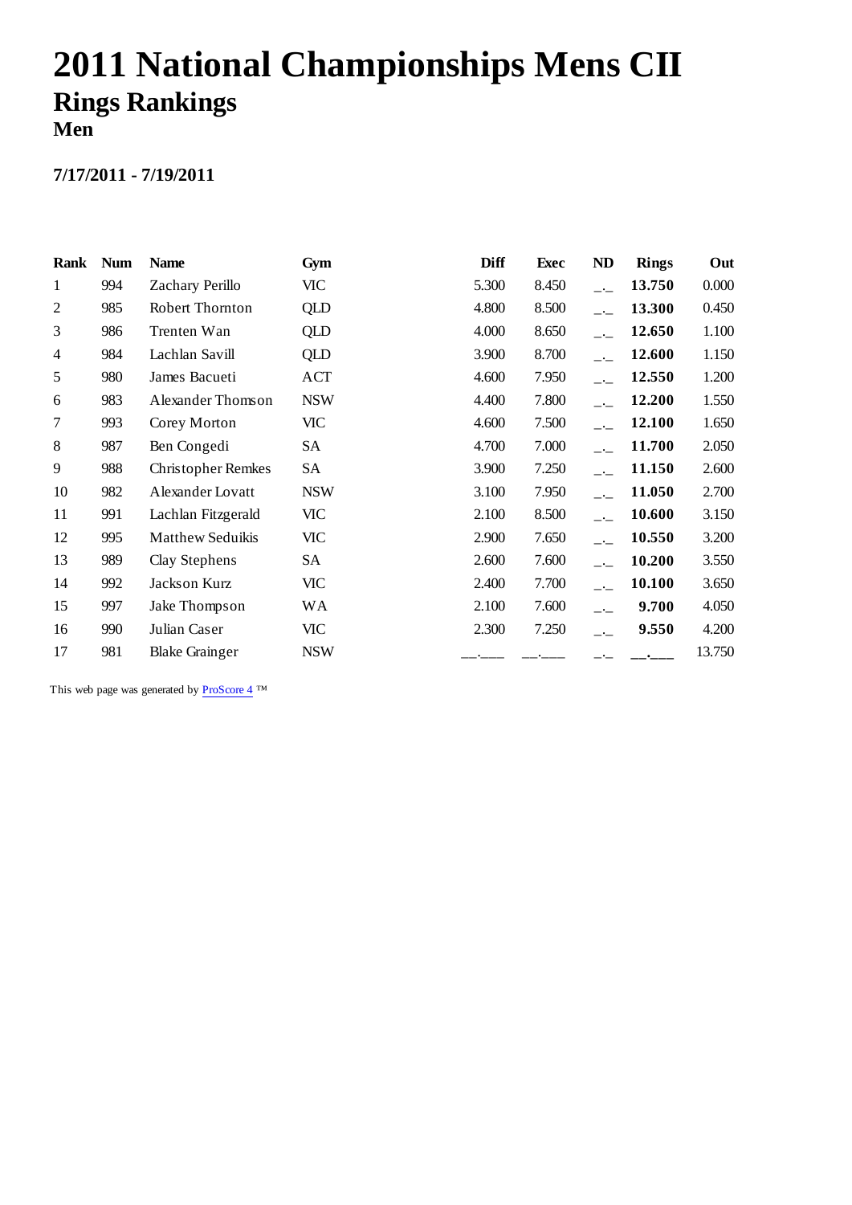# 2011 National Championships Mens CII

## Rings Rankings

### Men

**7/17/2011 - 7/19/2011**

| Rank | Num | Name | Gym | Diff | Exec | ND | Rings | Out |
|---|---|---|---|---|---|---|---|---|
| 1 | 994 | Zachary Perillo | VIC | 5.300 | 8.450 | _._ | **13.750** | 0.000 |
| 2 | 985 | Robert Thornton | QLD | 4.800 | 8.500 | _._ | **13.300** | 0.450 |
| 3 | 986 | Trenten Wan | QLD | 4.000 | 8.650 | _._ | **12.650** | 1.100 |
| 4 | 984 | Lachlan Savill | QLD | 3.900 | 8.700 | _._ | **12.600** | 1.150 |
| 5 | 980 | James Bacueti | ACT | 4.600 | 7.950 | _._ | **12.550** | 1.200 |
| 6 | 983 | Alexander Thomson | NSW | 4.400 | 7.800 | _._ | **12.200** | 1.550 |
| 7 | 993 | Corey Morton | VIC | 4.600 | 7.500 | _._ | **12.100** | 1.650 |
| 8 | 987 | Ben Congedi | SA | 4.700 | 7.000 | _._ | **11.700** | 2.050 |
| 9 | 988 | Christopher Remkes | SA | 3.900 | 7.250 | _._ | **11.150** | 2.600 |
| 10 | 982 | Alexander Lovatt | NSW | 3.100 | 7.950 | _._ | **11.050** | 2.700 |
| 11 | 991 | Lachlan Fitzgerald | VIC | 2.100 | 8.500 | _._ | **10.600** | 3.150 |
| 12 | 995 | Matthew Seduikis | VIC | 2.900 | 7.650 | _._ | **10.550** | 3.200 |
| 13 | 989 | Clay Stephens | SA | 2.600 | 7.600 | _._ | **10.200** | 3.550 |
| 14 | 992 | Jackson Kurz | VIC | 2.400 | 7.700 | _._ | **10.100** | 3.650 |
| 15 | 997 | Jake Thompson | WA | 2.100 | 7.600 | _._ | **9.700** | 4.050 |
| 16 | 990 | Julian Caser | VIC | 2.300 | 7.250 | _._ | **9.550** | 4.200 |
| 17 | 981 | Blake Grainger | NSW | __.___ | __.___ | _._ | **__.___** | 13.750 |

This web page was generated by ProScore 4 ™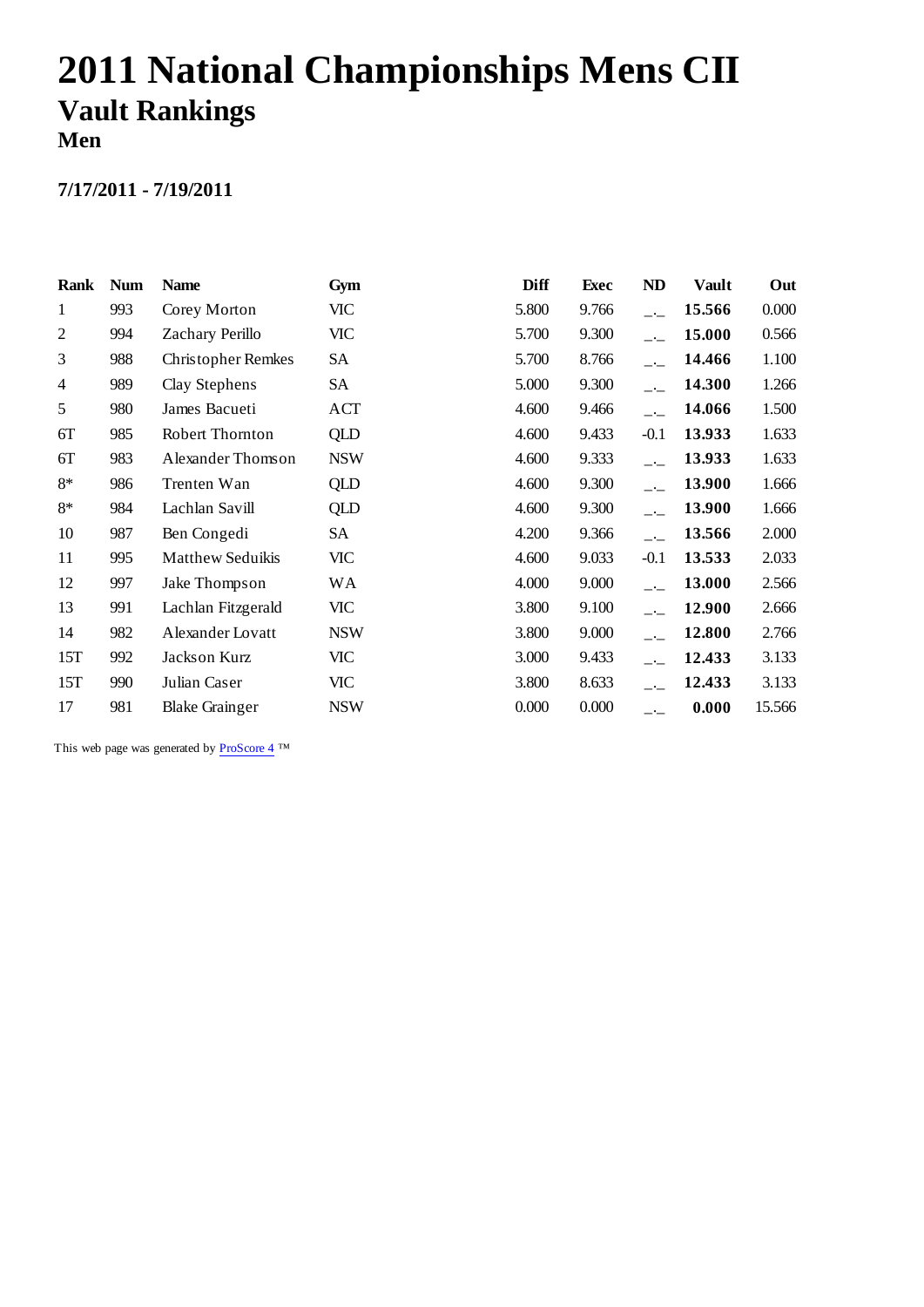# 2011 National Championships Mens CII

## Vault Rankings

### Men

**7/17/2011 - 7/19/2011**

| Rank | Num | Name | Gym | Diff | Exec | ND | Vault | Out |
|---|---|---|---|---|---|---|---|---|
| 1 | 993 | Corey Morton | VIC | 5.800 | 9.766 | _._ | **15.566** | 0.000 |
| 2 | 994 | Zachary Perillo | VIC | 5.700 | 9.300 | _._ | **15.000** | 0.566 |
| 3 | 988 | Christopher Remkes | SA | 5.700 | 8.766 | _._ | **14.466** | 1.100 |
| 4 | 989 | Clay Stephens | SA | 5.000 | 9.300 | _._ | **14.300** | 1.266 |
| 5 | 980 | James Bacueti | ACT | 4.600 | 9.466 | _._ | **14.066** | 1.500 |
| 6T | 985 | Robert Thornton | QLD | 4.600 | 9.433 | -0.1 | **13.933** | 1.633 |
| 6T | 983 | Alexander Thomson | NSW | 4.600 | 9.333 | _._ | **13.933** | 1.633 |
| 8* | 986 | Trenten Wan | QLD | 4.600 | 9.300 | _._ | **13.900** | 1.666 |
| 8* | 984 | Lachlan Savill | QLD | 4.600 | 9.300 | _._ | **13.900** | 1.666 |
| 10 | 987 | Ben Congedi | SA | 4.200 | 9.366 | _._ | **13.566** | 2.000 |
| 11 | 995 | Matthew Seduikis | VIC | 4.600 | 9.033 | -0.1 | **13.533** | 2.033 |
| 12 | 997 | Jake Thompson | WA | 4.000 | 9.000 | _._ | **13.000** | 2.566 |
| 13 | 991 | Lachlan Fitzgerald | VIC | 3.800 | 9.100 | _._ | **12.900** | 2.666 |
| 14 | 982 | Alexander Lovatt | NSW | 3.800 | 9.000 | _._ | **12.800** | 2.766 |
| 15T | 992 | Jackson Kurz | VIC | 3.000 | 9.433 | _._ | **12.433** | 3.133 |
| 15T | 990 | Julian Caser | VIC | 3.800 | 8.633 | _._ | **12.433** | 3.133 |
| 17 | 981 | Blake Grainger | NSW | 0.000 | 0.000 | _._ | **0.000** | 15.566 |

This web page was generated by ProScore 4 ™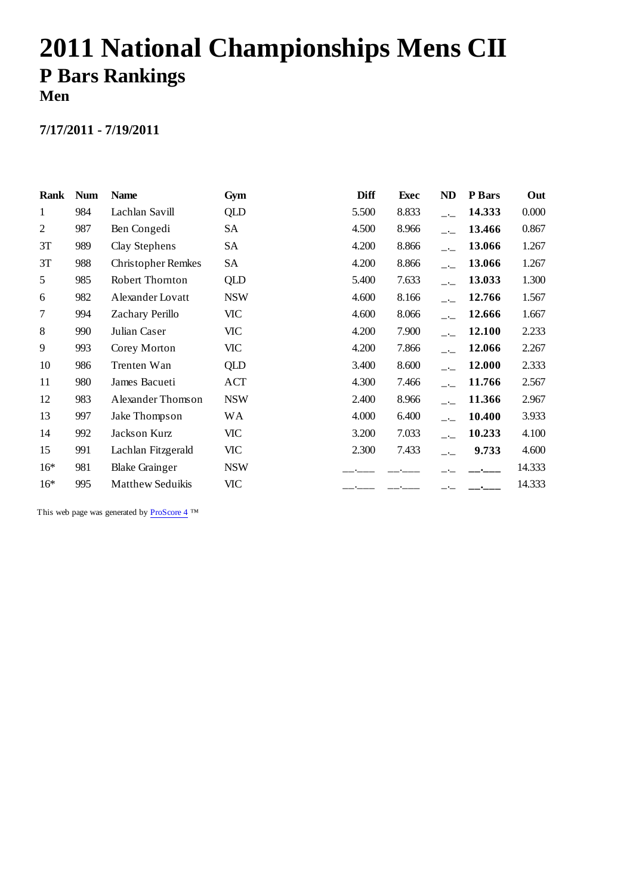# 2011 National Championships Mens CII

## P Bars Rankings

### Men

**7/17/2011 - 7/19/2011**

| Rank | Num | Name | Gym | Diff | Exec | ND | P Bars | Out |
|---|---|---|---|---|---|---|---|---|
| 1 | 984 | Lachlan Savill | QLD | 5.500 | 8.833 | _._ | **14.333** | 0.000 |
| 2 | 987 | Ben Congedi | SA | 4.500 | 8.966 | _._ | **13.466** | 0.867 |
| 3T | 989 | Clay Stephens | SA | 4.200 | 8.866 | _._ | **13.066** | 1.267 |
| 3T | 988 | Christopher Remkes | SA | 4.200 | 8.866 | _._ | **13.066** | 1.267 |
| 5 | 985 | Robert Thornton | QLD | 5.400 | 7.633 | _._ | **13.033** | 1.300 |
| 6 | 982 | Alexander Lovatt | NSW | 4.600 | 8.166 | _._ | **12.766** | 1.567 |
| 7 | 994 | Zachary Perillo | VIC | 4.600 | 8.066 | _._ | **12.666** | 1.667 |
| 8 | 990 | Julian Caser | VIC | 4.200 | 7.900 | _._ | **12.100** | 2.233 |
| 9 | 993 | Corey Morton | VIC | 4.200 | 7.866 | _._ | **12.066** | 2.267 |
| 10 | 986 | Trenten Wan | QLD | 3.400 | 8.600 | _._ | **12.000** | 2.333 |
| 11 | 980 | James Bacueti | ACT | 4.300 | 7.466 | _._ | **11.766** | 2.567 |
| 12 | 983 | Alexander Thomson | NSW | 2.400 | 8.966 | _._ | **11.366** | 2.967 |
| 13 | 997 | Jake Thompson | WA | 4.000 | 6.400 | _._ | **10.400** | 3.933 |
| 14 | 992 | Jackson Kurz | VIC | 3.200 | 7.033 | _._ | **10.233** | 4.100 |
| 15 | 991 | Lachlan Fitzgerald | VIC | 2.300 | 7.433 | _._ | **9.733** | 4.600 |
| 16* | 981 | Blake Grainger | NSW | __.___ | __.___ | _._ | **__.___** | 14.333 |
| 16* | 995 | Matthew Seduikis | VIC | __.___ | __.___ | _._ | **__.___** | 14.333 |

This web page was generated by ProScore 4 ™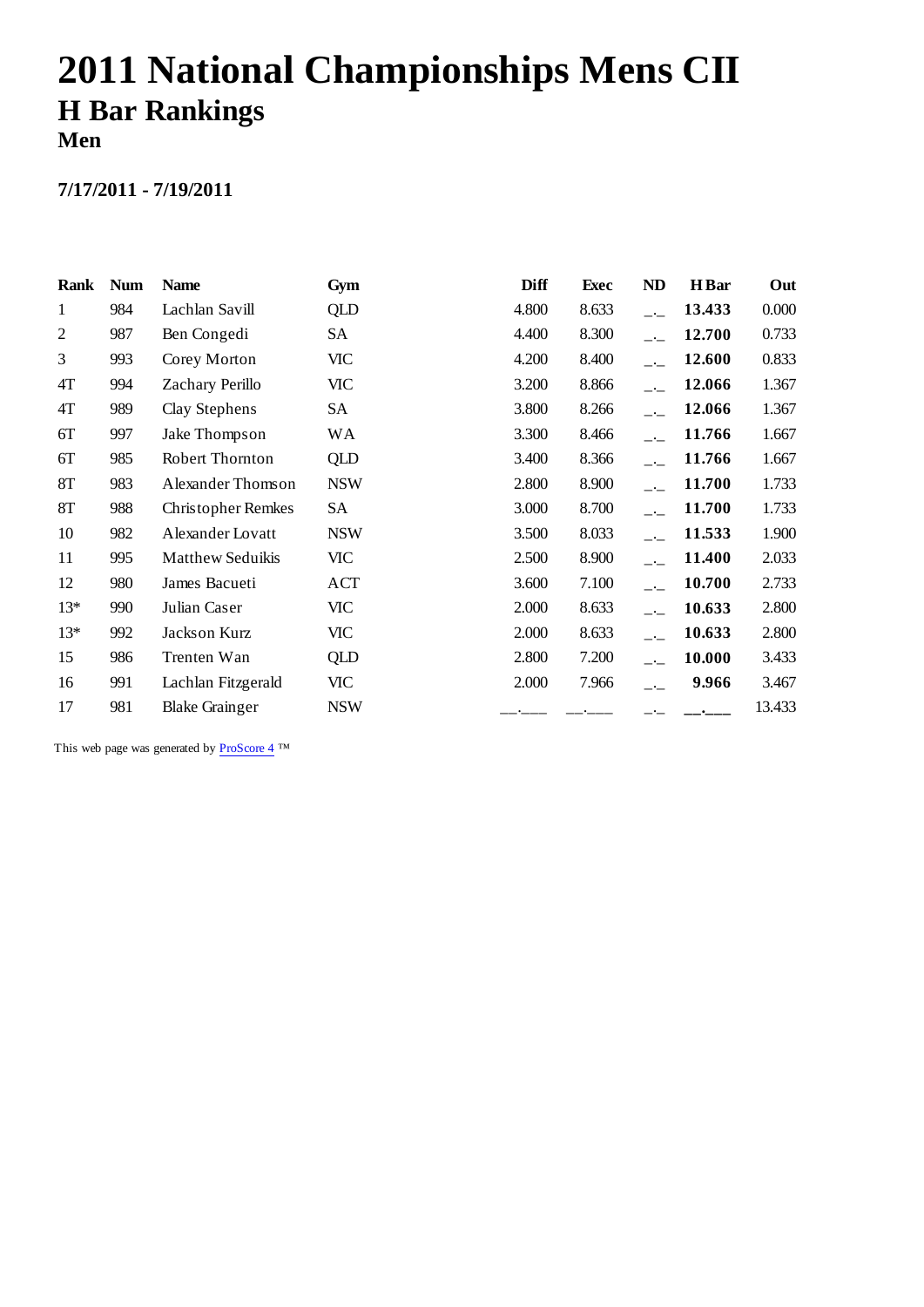# 2011 National Championships Mens CII

## H Bar Rankings

### Men

**7/17/2011 - 7/19/2011**

| Rank | Num | Name | Gym | Diff | Exec | ND | H Bar | Out |
|---|---|---|---|---|---|---|---|---|
| 1 | 984 | Lachlan Savill | QLD | 4.800 | 8.633 | _._ | **13.433** | 0.000 |
| 2 | 987 | Ben Congedi | SA | 4.400 | 8.300 | _._ | **12.700** | 0.733 |
| 3 | 993 | Corey Morton | VIC | 4.200 | 8.400 | _._ | **12.600** | 0.833 |
| 4T | 994 | Zachary Perillo | VIC | 3.200 | 8.866 | _._ | **12.066** | 1.367 |
| 4T | 989 | Clay Stephens | SA | 3.800 | 8.266 | _._ | **12.066** | 1.367 |
| 6T | 997 | Jake Thompson | WA | 3.300 | 8.466 | _._ | **11.766** | 1.667 |
| 6T | 985 | Robert Thornton | QLD | 3.400 | 8.366 | _._ | **11.766** | 1.667 |
| 8T | 983 | Alexander Thomson | NSW | 2.800 | 8.900 | _._ | **11.700** | 1.733 |
| 8T | 988 | Christopher Remkes | SA | 3.000 | 8.700 | _._ | **11.700** | 1.733 |
| 10 | 982 | Alexander Lovatt | NSW | 3.500 | 8.033 | _._ | **11.533** | 1.900 |
| 11 | 995 | Matthew Seduikis | VIC | 2.500 | 8.900 | _._ | **11.400** | 2.033 |
| 12 | 980 | James Bacueti | ACT | 3.600 | 7.100 | _._ | **10.700** | 2.733 |
| 13* | 990 | Julian Caser | VIC | 2.000 | 8.633 | _._ | **10.633** | 2.800 |
| 13* | 992 | Jackson Kurz | VIC | 2.000 | 8.633 | _._ | **10.633** | 2.800 |
| 15 | 986 | Trenten Wan | QLD | 2.800 | 7.200 | _._ | **10.000** | 3.433 |
| 16 | 991 | Lachlan Fitzgerald | VIC | 2.000 | 7.966 | _._ | **9.966** | 3.467 |
| 17 | 981 | Blake Grainger | NSW | __.___ | __.___ | _._ | **__.___** | 13.433 |

This web page was generated by ProScore 4 ™